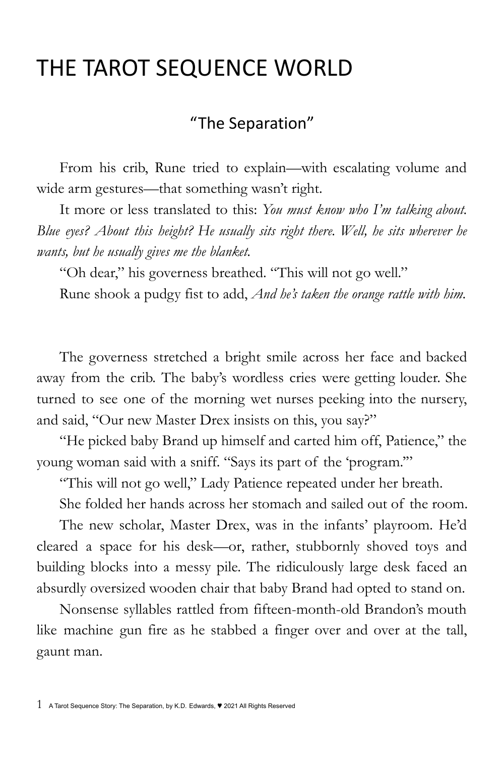# THE TAROT SEQUENCE WORLD

## "The Separation"

From his crib, Rune tried to explain—with escalating volume and wide arm gestures—that something wasn't right.

It more or less translated to this: *You must know who I'm talking about. Blue eyes? About this height? He usually sits right there. Well, he sits wherever he wants, but he usually gives me the blanket.*

"Oh dear," his governess breathed. "This will not go well."

Rune shook a pudgy fist to add, *And he's taken the orange rattle with him.*

The governess stretched a bright smile across her face and backed away from the crib. The baby's wordless cries were getting louder. She turned to see one of the morning wet nurses peeking into the nursery, and said, "Our new Master Drex insists on this, you say?"

"He picked baby Brand up himself and carted him off, Patience," the young woman said with a sniff. "Says its part of the 'program.'"

"This will not go well," Lady Patience repeated under her breath.

She folded her hands across her stomach and sailed out of the room.

The new scholar, Master Drex, was in the infants' playroom. He'd cleared a space for his desk—or, rather, stubbornly shoved toys and building blocks into a messy pile. The ridiculously large desk faced an absurdly oversized wooden chair that baby Brand had opted to stand on.

Nonsense syllables rattled from fifteen-month-old Brandon's mouth like machine gun fire as he stabbed a finger over and over at the tall, gaunt man.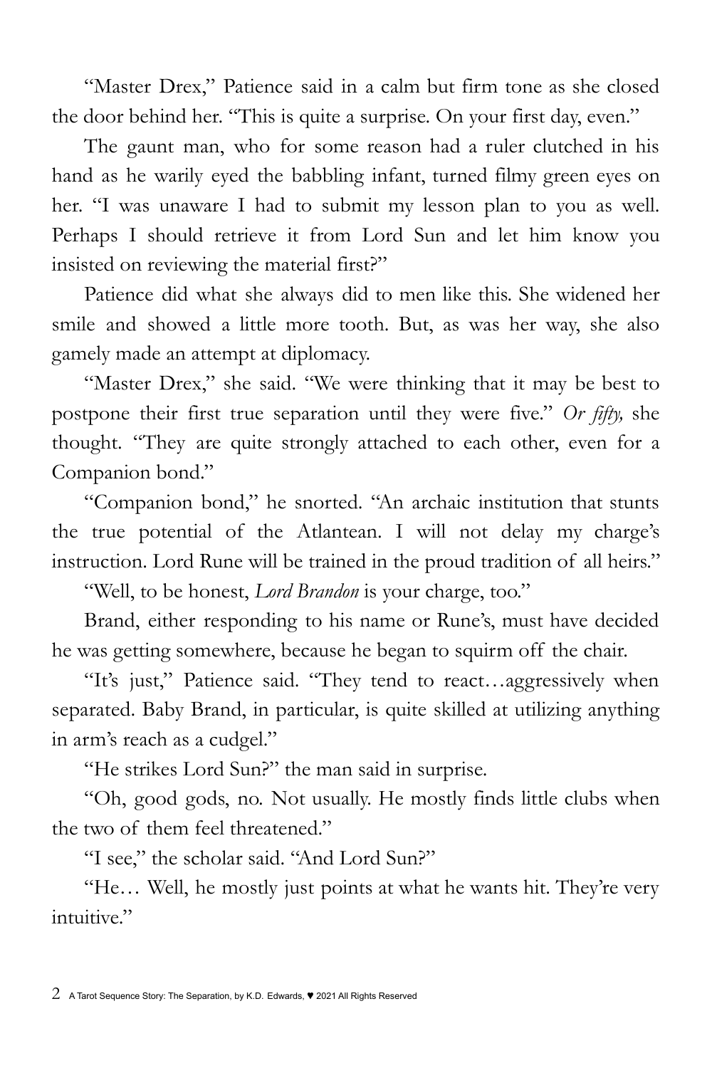"Master Drex," Patience said in a calm but firm tone as she closed the door behind her. "This is quite a surprise. On your first day, even."

The gaunt man, who for some reason had a ruler clutched in his hand as he warily eyed the babbling infant, turned filmy green eyes on her. "I was unaware I had to submit my lesson plan to you as well. Perhaps I should retrieve it from Lord Sun and let him know you insisted on reviewing the material first?"

Patience did what she always did to men like this. She widened her smile and showed a little more tooth. But, as was her way, she also gamely made an attempt at diplomacy.

"Master Drex," she said. "We were thinking that it may be best to postpone their first true separation until they were five." *Or fifty,* she thought. "They are quite strongly attached to each other, even for a Companion bond."

"Companion bond," he snorted. "An archaic institution that stunts the true potential of the Atlantean. I will not delay my charge's instruction. Lord Rune will be trained in the proud tradition of all heirs."

"Well, to be honest, *Lord Brandon* is your charge, too."

Brand, either responding to his name or Rune's, must have decided he was getting somewhere, because he began to squirm off the chair.

"It's just," Patience said. "They tend to react…aggressively when separated. Baby Brand, in particular, is quite skilled at utilizing anything in arm's reach as a cudgel."

"He strikes Lord Sun?" the man said in surprise.

"Oh, good gods, no. Not usually. He mostly finds little clubs when the two of them feel threatened."

"I see," the scholar said. "And Lord Sun?"

"He… Well, he mostly just points at what he wants hit. They're very intuitive."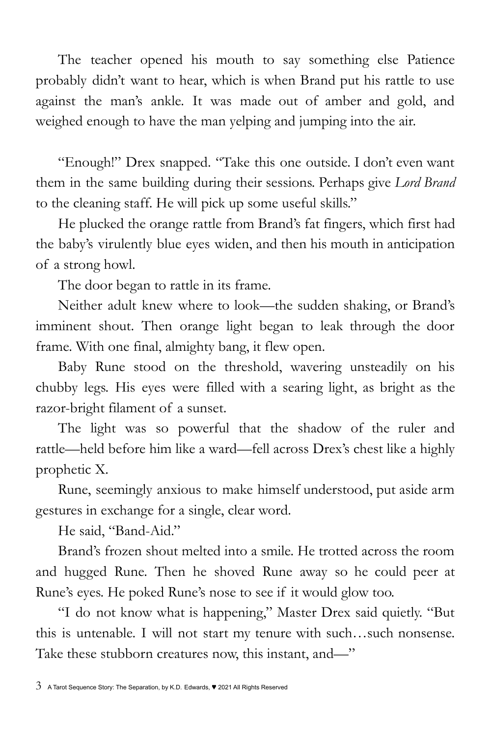The teacher opened his mouth to say something else Patience probably didn't want to hear, which is when Brand put his rattle to use against the man's ankle. It was made out of amber and gold, and weighed enough to have the man yelping and jumping into the air.

"Enough!" Drex snapped. "Take this one outside. I don't even want them in the same building during their sessions. Perhaps give *Lord Brand* to the cleaning staff. He will pick up some useful skills."

He plucked the orange rattle from Brand's fat fingers, which first had the baby's virulently blue eyes widen, and then his mouth in anticipation of a strong howl.

The door began to rattle in its frame.

Neither adult knew where to look—the sudden shaking, or Brand's imminent shout. Then orange light began to leak through the door frame. With one final, almighty bang, it flew open.

Baby Rune stood on the threshold, wavering unsteadily on his chubby legs. His eyes were filled with a searing light, as bright as the razor-bright filament of a sunset.

The light was so powerful that the shadow of the ruler and rattle—held before him like a ward—fell across Drex's chest like a highly prophetic X.

Rune, seemingly anxious to make himself understood, put aside arm gestures in exchange for a single, clear word.

He said, "Band-Aid."

Brand's frozen shout melted into a smile. He trotted across the room and hugged Rune. Then he shoved Rune away so he could peer at Rune's eyes. He poked Rune's nose to see if it would glow too.

"I do not know what is happening," Master Drex said quietly. "But this is untenable. I will not start my tenure with such…such nonsense. Take these stubborn creatures now, this instant, and—"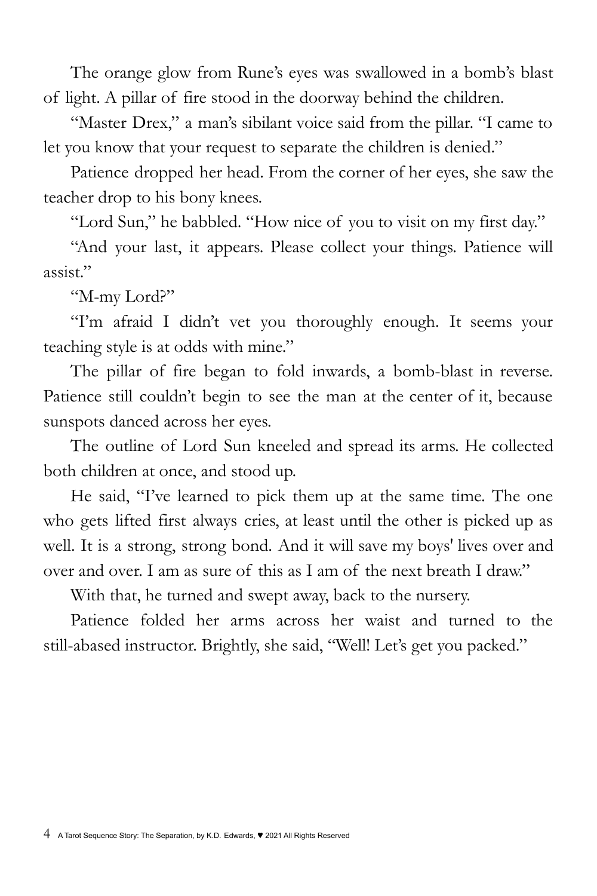The orange glow from Rune's eyes was swallowed in a bomb's blast of light. A pillar of fire stood in the doorway behind the children.

"Master Drex," a man's sibilant voice said from the pillar. "I came to let you know that your request to separate the children is denied."

Patience dropped her head. From the corner of her eyes, she saw the teacher drop to his bony knees.

"Lord Sun," he babbled. "How nice of you to visit on my first day."

"And your last, it appears. Please collect your things. Patience will assist."

"M-my Lord?"

"I'm afraid I didn't vet you thoroughly enough. It seems your teaching style is at odds with mine."

The pillar of fire began to fold inwards, a bomb-blast in reverse. Patience still couldn't begin to see the man at the center of it, because sunspots danced across her eyes.

The outline of Lord Sun kneeled and spread its arms. He collected both children at once, and stood up.

He said, "I've learned to pick them up at the same time. The one who gets lifted first always cries, at least until the other is picked up as well. It is a strong, strong bond. And it will save my boys' lives over and over and over. I am as sure of this as I am of the next breath I draw."

With that, he turned and swept away, back to the nursery.

Patience folded her arms across her waist and turned to the still-abased instructor. Brightly, she said, "Well! Let's get you packed."